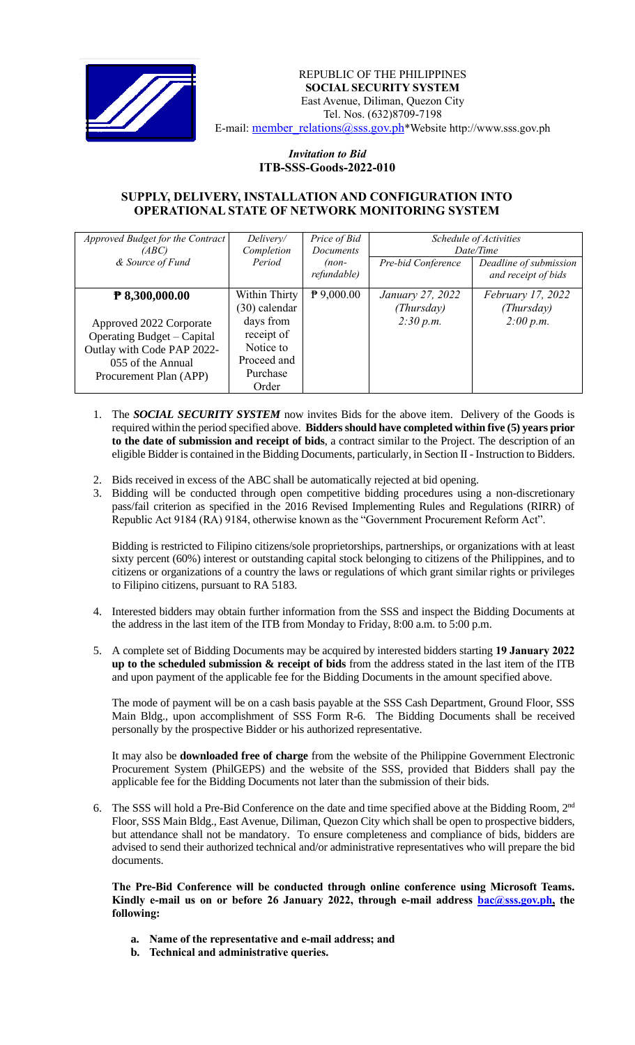REPUBLIC OF THE PHILIPPINES
**SOCIAL SECURITY SYSTEM**
East Avenue, Diliman, Quezon City
Tel. Nos. (632)8709-7198
E-mail: member_relations@sss.gov.ph*Website http://www.sss.gov.ph

*Invitation to Bid*
**ITB-SSS-Goods-2022-010**

## SUPPLY, DELIVERY, INSTALLATION AND CONFIGURATION INTO OPERATIONAL STATE OF NETWORK MONITORING SYSTEM

| *Approved Budget for the Contract (ABC) & Source of Fund* | *Delivery/ Completion Period* | *Price of Bid Documents (non-refundable)* | *Schedule of Activities Date/Time* | |
|---|---|---|---|---|
| | | | *Pre-bid Conference* | *Deadline of submission and receipt of bids* |
| **₱ 8,300,000.00**<br><br>Approved 2022 Corporate Operating Budget – Capital Outlay with Code PAP 2022-055 of the Annual Procurement Plan (APP) | Within Thirty (30) calendar days from receipt of Notice to Proceed and Purchase Order | ₱ 9,000.00 | *January 27, 2022 (Thursday) 2:30 p.m.* | *February 17, 2022 (Thursday) 2:00 p.m.* |

1. The ***SOCIAL SECURITY SYSTEM*** now invites Bids for the above item. Delivery of the Goods is required within the period specified above. **Bidders should have completed within five (5) years prior to the date of submission and receipt of bids**, a contract similar to the Project. The description of an eligible Bidder is contained in the Bidding Documents, particularly, in Section II - Instruction to Bidders.

2. Bids received in excess of the ABC shall be automatically rejected at bid opening.

3. Bidding will be conducted through open competitive bidding procedures using a non-discretionary pass/fail criterion as specified in the 2016 Revised Implementing Rules and Regulations (RIRR) of Republic Act 9184 (RA) 9184, otherwise known as the "Government Procurement Reform Act".

   Bidding is restricted to Filipino citizens/sole proprietorships, partnerships, or organizations with at least sixty percent (60%) interest or outstanding capital stock belonging to citizens of the Philippines, and to citizens or organizations of a country the laws or regulations of which grant similar rights or privileges to Filipino citizens, pursuant to RA 5183.

4. Interested bidders may obtain further information from the SSS and inspect the Bidding Documents at the address in the last item of the ITB from Monday to Friday, 8:00 a.m. to 5:00 p.m.

5. A complete set of Bidding Documents may be acquired by interested bidders starting **19 January 2022 up to the scheduled submission & receipt of bids** from the address stated in the last item of the ITB and upon payment of the applicable fee for the Bidding Documents in the amount specified above.

   The mode of payment will be on a cash basis payable at the SSS Cash Department, Ground Floor, SSS Main Bldg., upon accomplishment of SSS Form R-6. The Bidding Documents shall be received personally by the prospective Bidder or his authorized representative.

   It may also be **downloaded free of charge** from the website of the Philippine Government Electronic Procurement System (PhilGEPS) and the website of the SSS, provided that Bidders shall pay the applicable fee for the Bidding Documents not later than the submission of their bids.

6. The SSS will hold a Pre-Bid Conference on the date and time specified above at the Bidding Room, 2nd Floor, SSS Main Bldg., East Avenue, Diliman, Quezon City which shall be open to prospective bidders, but attendance shall not be mandatory. To ensure completeness and compliance of bids, bidders are advised to send their authorized technical and/or administrative representatives who will prepare the bid documents.

   **The Pre-Bid Conference will be conducted through online conference using Microsoft Teams. Kindly e-mail us on or before 26 January 2022, through e-mail address bac@sss.gov.ph, the following:**

   a. **Name of the representative and e-mail address; and**
   b. **Technical and administrative queries.**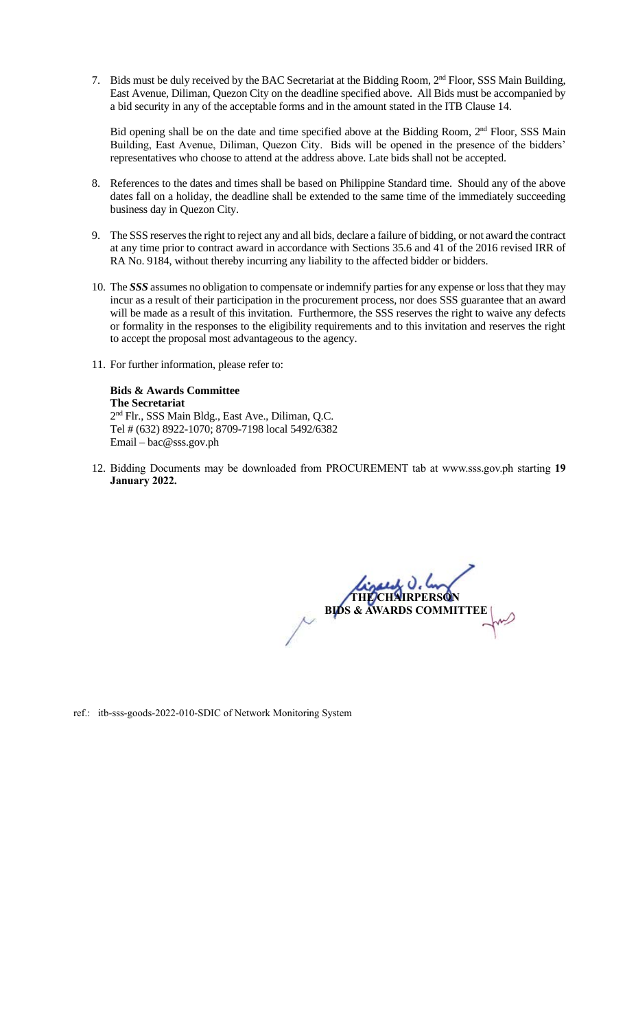7. Bids must be duly received by the BAC Secretariat at the Bidding Room, 2nd Floor, SSS Main Building, East Avenue, Diliman, Quezon City on the deadline specified above. All Bids must be accompanied by a bid security in any of the acceptable forms and in the amount stated in the ITB Clause 14.

   Bid opening shall be on the date and time specified above at the Bidding Room, 2nd Floor, SSS Main Building, East Avenue, Diliman, Quezon City. Bids will be opened in the presence of the bidders' representatives who choose to attend at the address above. Late bids shall not be accepted.

8. References to the dates and times shall be based on Philippine Standard time. Should any of the above dates fall on a holiday, the deadline shall be extended to the same time of the immediately succeeding business day in Quezon City.

9. The SSS reserves the right to reject any and all bids, declare a failure of bidding, or not award the contract at any time prior to contract award in accordance with Sections 35.6 and 41 of the 2016 revised IRR of RA No. 9184, without thereby incurring any liability to the affected bidder or bidders.

10. The ***SSS*** assumes no obligation to compensate or indemnify parties for any expense or loss that they may incur as a result of their participation in the procurement process, nor does SSS guarantee that an award will be made as a result of this invitation. Furthermore, the SSS reserves the right to waive any defects or formality in the responses to the eligibility requirements and to this invitation and reserves the right to accept the proposal most advantageous to the agency.

11. For further information, please refer to:

    **Bids & Awards Committee**
    **The Secretariat**
    2nd Flr., SSS Main Bldg., East Ave., Diliman, Q.C.
    Tel # (632) 8922-1070; 8709-7198 local 5492/6382
    Email – bac@sss.gov.ph

12. Bidding Documents may be downloaded from PROCUREMENT tab at www.sss.gov.ph starting **19 January 2022.**

**THE CHAIRPERSON**
**BIDS & AWARDS COMMITTEE**

ref.: itb-sss-goods-2022-010-SDIC of Network Monitoring System